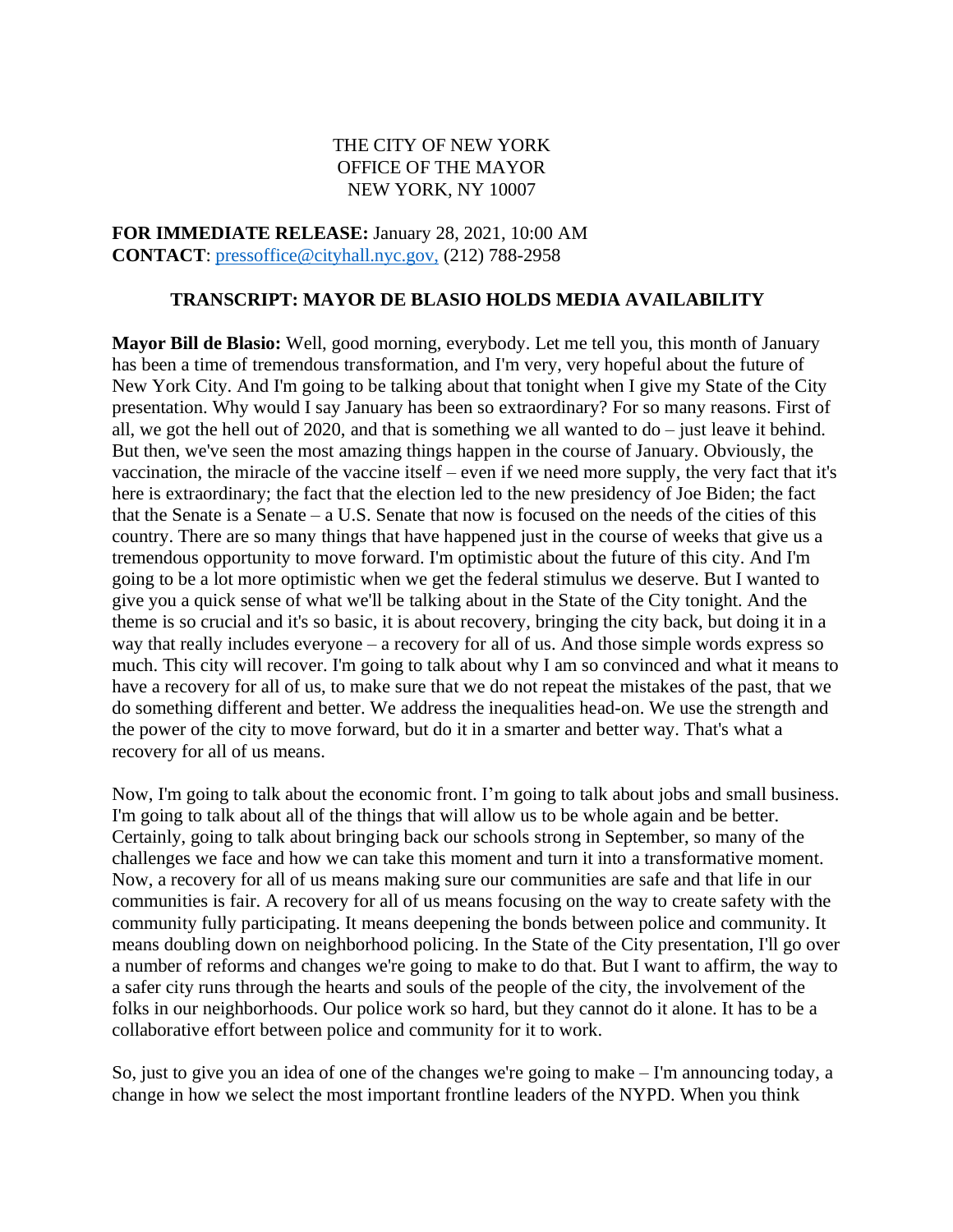THE CITY OF NEW YORK
OFFICE OF THE MAYOR
NEW YORK, NY 10007

**FOR IMMEDIATE RELEASE:** January 28, 2021, 10:00 AM
**CONTACT**: [pressoffice@cityhall.nyc.gov,](mailto:pressoffice@cityhall.nyc.gov) (212) 788-2958

## TRANSCRIPT: MAYOR DE BLASIO HOLDS MEDIA AVAILABILITY

**Mayor Bill de Blasio:** Well, good morning, everybody. Let me tell you, this month of January has been a time of tremendous transformation, and I'm very, very hopeful about the future of New York City. And I'm going to be talking about that tonight when I give my State of the City presentation. Why would I say January has been so extraordinary? For so many reasons. First of all, we got the hell out of 2020, and that is something we all wanted to do – just leave it behind. But then, we've seen the most amazing things happen in the course of January. Obviously, the vaccination, the miracle of the vaccine itself – even if we need more supply, the very fact that it's here is extraordinary; the fact that the election led to the new presidency of Joe Biden; the fact that the Senate is a Senate – a U.S. Senate that now is focused on the needs of the cities of this country. There are so many things that have happened just in the course of weeks that give us a tremendous opportunity to move forward. I'm optimistic about the future of this city. And I'm going to be a lot more optimistic when we get the federal stimulus we deserve. But I wanted to give you a quick sense of what we'll be talking about in the State of the City tonight. And the theme is so crucial and it's so basic, it is about recovery, bringing the city back, but doing it in a way that really includes everyone – a recovery for all of us. And those simple words express so much. This city will recover. I'm going to talk about why I am so convinced and what it means to have a recovery for all of us, to make sure that we do not repeat the mistakes of the past, that we do something different and better. We address the inequalities head-on. We use the strength and the power of the city to move forward, but do it in a smarter and better way. That's what a recovery for all of us means.

Now, I'm going to talk about the economic front. I'm going to talk about jobs and small business. I'm going to talk about all of the things that will allow us to be whole again and be better. Certainly, going to talk about bringing back our schools strong in September, so many of the challenges we face and how we can take this moment and turn it into a transformative moment. Now, a recovery for all of us means making sure our communities are safe and that life in our communities is fair. A recovery for all of us means focusing on the way to create safety with the community fully participating. It means deepening the bonds between police and community. It means doubling down on neighborhood policing. In the State of the City presentation, I'll go over a number of reforms and changes we're going to make to do that. But I want to affirm, the way to a safer city runs through the hearts and souls of the people of the city, the involvement of the folks in our neighborhoods. Our police work so hard, but they cannot do it alone. It has to be a collaborative effort between police and community for it to work.

So, just to give you an idea of one of the changes we're going to make – I'm announcing today, a change in how we select the most important frontline leaders of the NYPD. When you think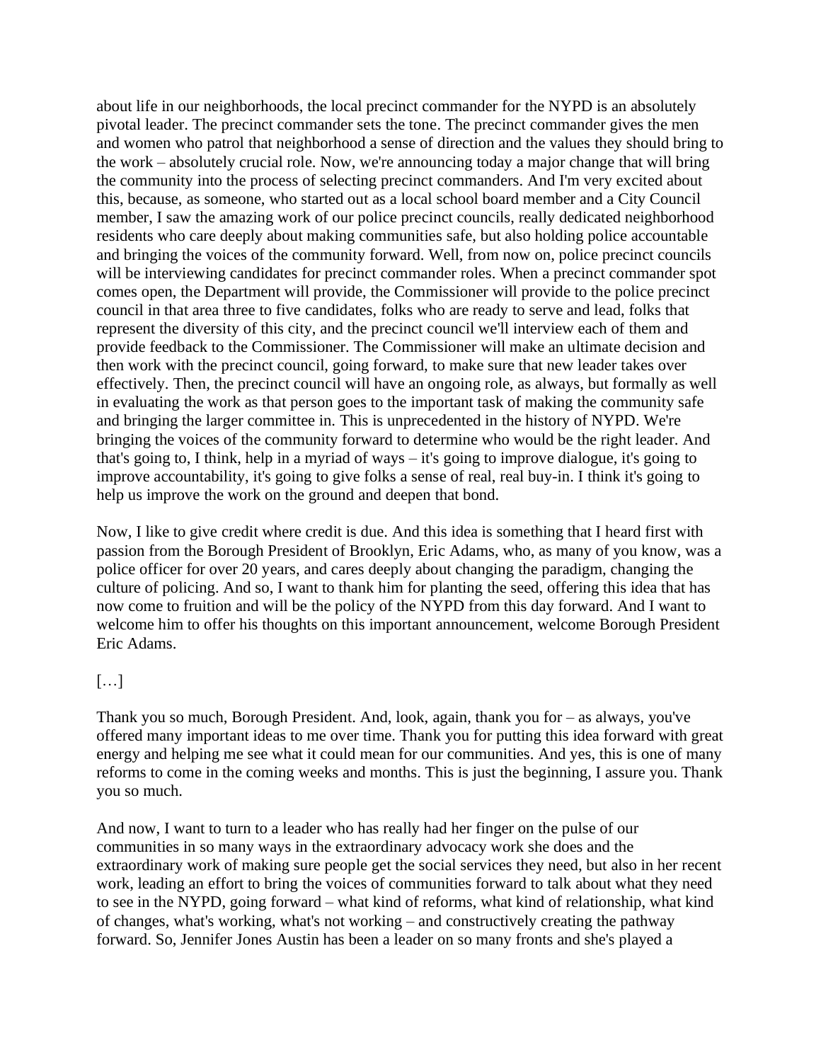about life in our neighborhoods, the local precinct commander for the NYPD is an absolutely pivotal leader. The precinct commander sets the tone. The precinct commander gives the men and women who patrol that neighborhood a sense of direction and the values they should bring to the work – absolutely crucial role. Now, we're announcing today a major change that will bring the community into the process of selecting precinct commanders. And I'm very excited about this, because, as someone, who started out as a local school board member and a City Council member, I saw the amazing work of our police precinct councils, really dedicated neighborhood residents who care deeply about making communities safe, but also holding police accountable and bringing the voices of the community forward. Well, from now on, police precinct councils will be interviewing candidates for precinct commander roles. When a precinct commander spot comes open, the Department will provide, the Commissioner will provide to the police precinct council in that area three to five candidates, folks who are ready to serve and lead, folks that represent the diversity of this city, and the precinct council we'll interview each of them and provide feedback to the Commissioner. The Commissioner will make an ultimate decision and then work with the precinct council, going forward, to make sure that new leader takes over effectively. Then, the precinct council will have an ongoing role, as always, but formally as well in evaluating the work as that person goes to the important task of making the community safe and bringing the larger committee in. This is unprecedented in the history of NYPD. We're bringing the voices of the community forward to determine who would be the right leader. And that's going to, I think, help in a myriad of ways – it's going to improve dialogue, it's going to improve accountability, it's going to give folks a sense of real, real buy-in. I think it's going to help us improve the work on the ground and deepen that bond.

Now, I like to give credit where credit is due. And this idea is something that I heard first with passion from the Borough President of Brooklyn, Eric Adams, who, as many of you know, was a police officer for over 20 years, and cares deeply about changing the paradigm, changing the culture of policing. And so, I want to thank him for planting the seed, offering this idea that has now come to fruition and will be the policy of the NYPD from this day forward. And I want to welcome him to offer his thoughts on this important announcement, welcome Borough President Eric Adams.

[…]

Thank you so much, Borough President. And, look, again, thank you for – as always, you've offered many important ideas to me over time. Thank you for putting this idea forward with great energy and helping me see what it could mean for our communities. And yes, this is one of many reforms to come in the coming weeks and months. This is just the beginning, I assure you. Thank you so much.

And now, I want to turn to a leader who has really had her finger on the pulse of our communities in so many ways in the extraordinary advocacy work she does and the extraordinary work of making sure people get the social services they need, but also in her recent work, leading an effort to bring the voices of communities forward to talk about what they need to see in the NYPD, going forward – what kind of reforms, what kind of relationship, what kind of changes, what's working, what's not working – and constructively creating the pathway forward. So, Jennifer Jones Austin has been a leader on so many fronts and she's played a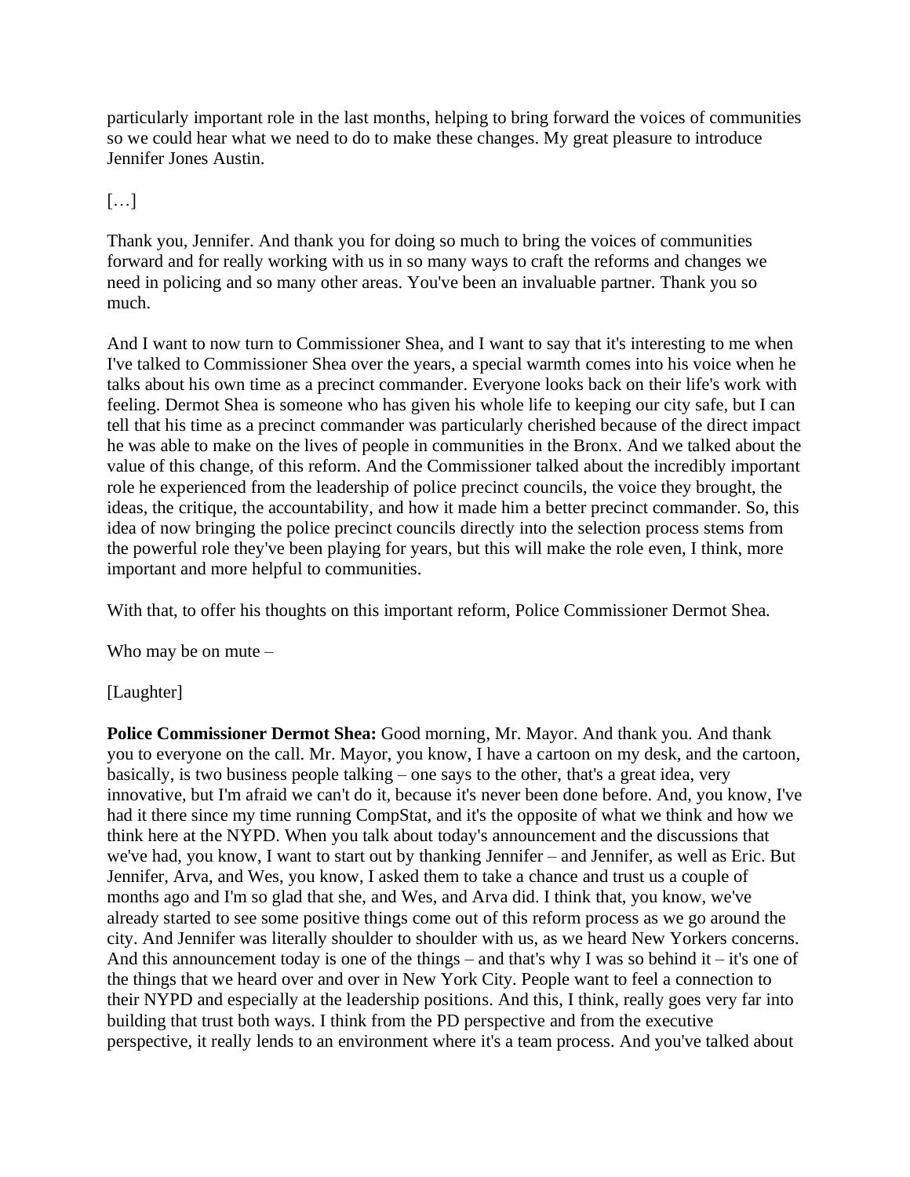particularly important role in the last months, helping to bring forward the voices of communities so we could hear what we need to do to make these changes. My great pleasure to introduce Jennifer Jones Austin.

[…]

Thank you, Jennifer. And thank you for doing so much to bring the voices of communities forward and for really working with us in so many ways to craft the reforms and changes we need in policing and so many other areas. You've been an invaluable partner. Thank you so much.

And I want to now turn to Commissioner Shea, and I want to say that it's interesting to me when I've talked to Commissioner Shea over the years, a special warmth comes into his voice when he talks about his own time as a precinct commander. Everyone looks back on their life's work with feeling. Dermot Shea is someone who has given his whole life to keeping our city safe, but I can tell that his time as a precinct commander was particularly cherished because of the direct impact he was able to make on the lives of people in communities in the Bronx. And we talked about the value of this change, of this reform. And the Commissioner talked about the incredibly important role he experienced from the leadership of police precinct councils, the voice they brought, the ideas, the critique, the accountability, and how it made him a better precinct commander. So, this idea of now bringing the police precinct councils directly into the selection process stems from the powerful role they've been playing for years, but this will make the role even, I think, more important and more helpful to communities.

With that, to offer his thoughts on this important reform, Police Commissioner Dermot Shea.

Who may be on mute –

[Laughter]

**Police Commissioner Dermot Shea:** Good morning, Mr. Mayor. And thank you. And thank you to everyone on the call. Mr. Mayor, you know, I have a cartoon on my desk, and the cartoon, basically, is two business people talking – one says to the other, that's a great idea, very innovative, but I'm afraid we can't do it, because it's never been done before. And, you know, I've had it there since my time running CompStat, and it's the opposite of what we think and how we think here at the NYPD. When you talk about today's announcement and the discussions that we've had, you know, I want to start out by thanking Jennifer – and Jennifer, as well as Eric. But Jennifer, Arva, and Wes, you know, I asked them to take a chance and trust us a couple of months ago and I'm so glad that she, and Wes, and Arva did. I think that, you know, we've already started to see some positive things come out of this reform process as we go around the city. And Jennifer was literally shoulder to shoulder with us, as we heard New Yorkers concerns. And this announcement today is one of the things – and that's why I was so behind it – it's one of the things that we heard over and over in New York City. People want to feel a connection to their NYPD and especially at the leadership positions. And this, I think, really goes very far into building that trust both ways. I think from the PD perspective and from the executive perspective, it really lends to an environment where it's a team process. And you've talked about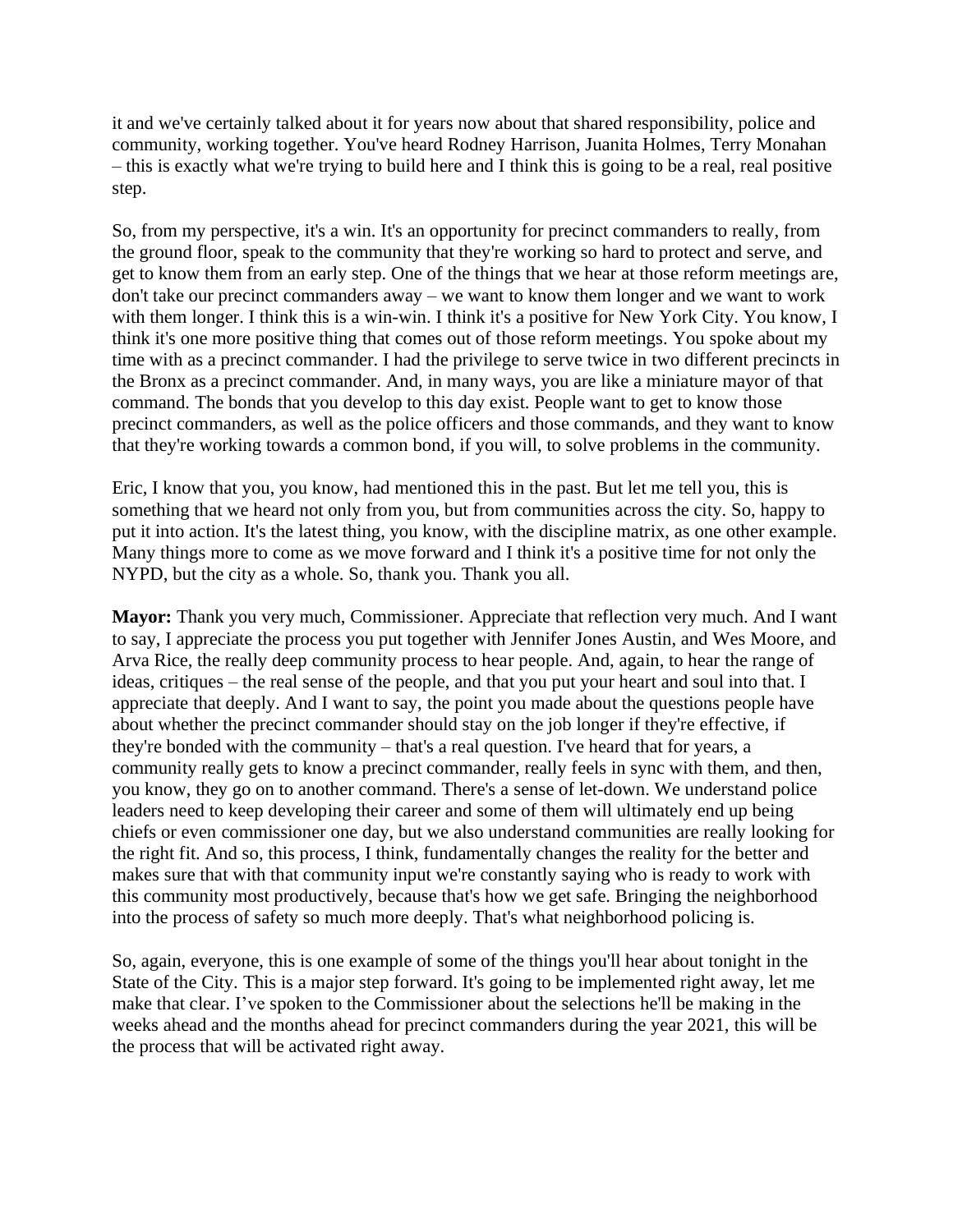it and we've certainly talked about it for years now about that shared responsibility, police and community, working together. You've heard Rodney Harrison, Juanita Holmes, Terry Monahan – this is exactly what we're trying to build here and I think this is going to be a real, real positive step.

So, from my perspective, it's a win. It's an opportunity for precinct commanders to really, from the ground floor, speak to the community that they're working so hard to protect and serve, and get to know them from an early step. One of the things that we hear at those reform meetings are, don't take our precinct commanders away – we want to know them longer and we want to work with them longer. I think this is a win-win. I think it's a positive for New York City. You know, I think it's one more positive thing that comes out of those reform meetings. You spoke about my time with as a precinct commander. I had the privilege to serve twice in two different precincts in the Bronx as a precinct commander. And, in many ways, you are like a miniature mayor of that command. The bonds that you develop to this day exist. People want to get to know those precinct commanders, as well as the police officers and those commands, and they want to know that they're working towards a common bond, if you will, to solve problems in the community.

Eric, I know that you, you know, had mentioned this in the past. But let me tell you, this is something that we heard not only from you, but from communities across the city. So, happy to put it into action. It's the latest thing, you know, with the discipline matrix, as one other example. Many things more to come as we move forward and I think it's a positive time for not only the NYPD, but the city as a whole. So, thank you. Thank you all.

**Mayor:** Thank you very much, Commissioner. Appreciate that reflection very much. And I want to say, I appreciate the process you put together with Jennifer Jones Austin, and Wes Moore, and Arva Rice, the really deep community process to hear people. And, again, to hear the range of ideas, critiques – the real sense of the people, and that you put your heart and soul into that. I appreciate that deeply. And I want to say, the point you made about the questions people have about whether the precinct commander should stay on the job longer if they're effective, if they're bonded with the community – that's a real question. I've heard that for years, a community really gets to know a precinct commander, really feels in sync with them, and then, you know, they go on to another command. There's a sense of let-down. We understand police leaders need to keep developing their career and some of them will ultimately end up being chiefs or even commissioner one day, but we also understand communities are really looking for the right fit. And so, this process, I think, fundamentally changes the reality for the better and makes sure that with that community input we're constantly saying who is ready to work with this community most productively, because that's how we get safe. Bringing the neighborhood into the process of safety so much more deeply. That's what neighborhood policing is.

So, again, everyone, this is one example of some of the things you'll hear about tonight in the State of the City. This is a major step forward. It's going to be implemented right away, let me make that clear. I've spoken to the Commissioner about the selections he'll be making in the weeks ahead and the months ahead for precinct commanders during the year 2021, this will be the process that will be activated right away.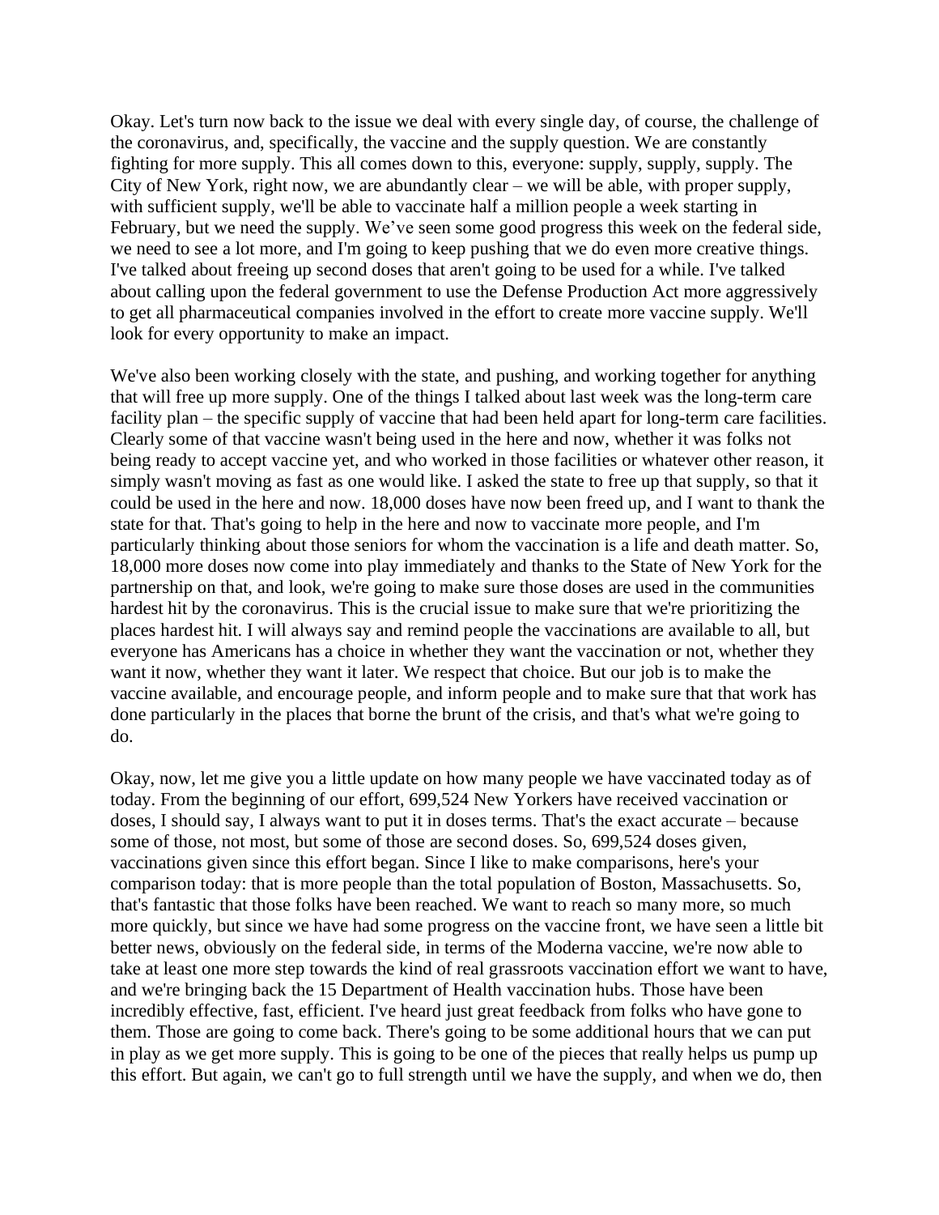Okay. Let's turn now back to the issue we deal with every single day, of course, the challenge of the coronavirus, and, specifically, the vaccine and the supply question. We are constantly fighting for more supply. This all comes down to this, everyone: supply, supply, supply. The City of New York, right now, we are abundantly clear – we will be able, with proper supply, with sufficient supply, we'll be able to vaccinate half a million people a week starting in February, but we need the supply. We've seen some good progress this week on the federal side, we need to see a lot more, and I'm going to keep pushing that we do even more creative things. I've talked about freeing up second doses that aren't going to be used for a while. I've talked about calling upon the federal government to use the Defense Production Act more aggressively to get all pharmaceutical companies involved in the effort to create more vaccine supply. We'll look for every opportunity to make an impact.

We've also been working closely with the state, and pushing, and working together for anything that will free up more supply. One of the things I talked about last week was the long-term care facility plan – the specific supply of vaccine that had been held apart for long-term care facilities. Clearly some of that vaccine wasn't being used in the here and now, whether it was folks not being ready to accept vaccine yet, and who worked in those facilities or whatever other reason, it simply wasn't moving as fast as one would like. I asked the state to free up that supply, so that it could be used in the here and now. 18,000 doses have now been freed up, and I want to thank the state for that. That's going to help in the here and now to vaccinate more people, and I'm particularly thinking about those seniors for whom the vaccination is a life and death matter. So, 18,000 more doses now come into play immediately and thanks to the State of New York for the partnership on that, and look, we're going to make sure those doses are used in the communities hardest hit by the coronavirus. This is the crucial issue to make sure that we're prioritizing the places hardest hit. I will always say and remind people the vaccinations are available to all, but everyone has Americans has a choice in whether they want the vaccination or not, whether they want it now, whether they want it later. We respect that choice. But our job is to make the vaccine available, and encourage people, and inform people and to make sure that that work has done particularly in the places that borne the brunt of the crisis, and that's what we're going to do.

Okay, now, let me give you a little update on how many people we have vaccinated today as of today. From the beginning of our effort, 699,524 New Yorkers have received vaccination or doses, I should say, I always want to put it in doses terms. That's the exact accurate – because some of those, not most, but some of those are second doses. So, 699,524 doses given, vaccinations given since this effort began. Since I like to make comparisons, here's your comparison today: that is more people than the total population of Boston, Massachusetts. So, that's fantastic that those folks have been reached. We want to reach so many more, so much more quickly, but since we have had some progress on the vaccine front, we have seen a little bit better news, obviously on the federal side, in terms of the Moderna vaccine, we're now able to take at least one more step towards the kind of real grassroots vaccination effort we want to have, and we're bringing back the 15 Department of Health vaccination hubs. Those have been incredibly effective, fast, efficient. I've heard just great feedback from folks who have gone to them. Those are going to come back. There's going to be some additional hours that we can put in play as we get more supply. This is going to be one of the pieces that really helps us pump up this effort. But again, we can't go to full strength until we have the supply, and when we do, then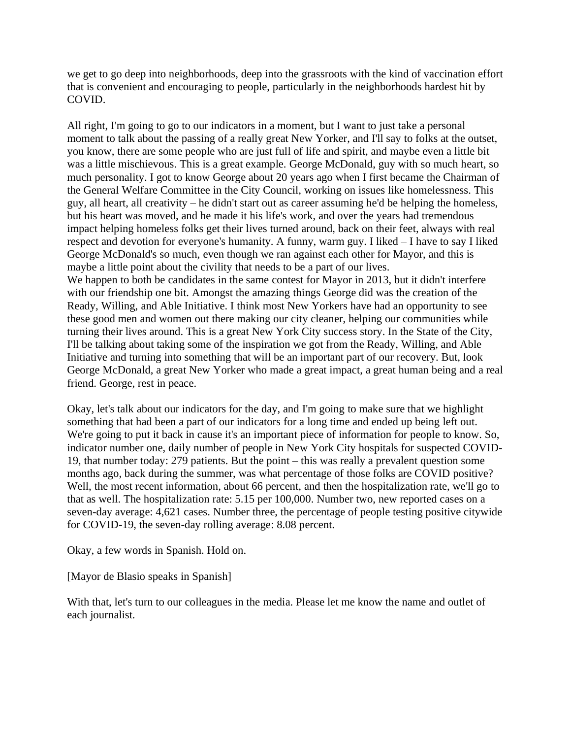we get to go deep into neighborhoods, deep into the grassroots with the kind of vaccination effort that is convenient and encouraging to people, particularly in the neighborhoods hardest hit by COVID.

All right, I'm going to go to our indicators in a moment, but I want to just take a personal moment to talk about the passing of a really great New Yorker, and I'll say to folks at the outset, you know, there are some people who are just full of life and spirit, and maybe even a little bit was a little mischievous. This is a great example. George McDonald, guy with so much heart, so much personality. I got to know George about 20 years ago when I first became the Chairman of the General Welfare Committee in the City Council, working on issues like homelessness. This guy, all heart, all creativity – he didn't start out as career assuming he'd be helping the homeless, but his heart was moved, and he made it his life's work, and over the years had tremendous impact helping homeless folks get their lives turned around, back on their feet, always with real respect and devotion for everyone's humanity. A funny, warm guy. I liked – I have to say I liked George McDonald's so much, even though we ran against each other for Mayor, and this is maybe a little point about the civility that needs to be a part of our lives.
We happen to both be candidates in the same contest for Mayor in 2013, but it didn't interfere with our friendship one bit. Amongst the amazing things George did was the creation of the Ready, Willing, and Able Initiative. I think most New Yorkers have had an opportunity to see these good men and women out there making our city cleaner, helping our communities while turning their lives around. This is a great New York City success story. In the State of the City, I'll be talking about taking some of the inspiration we got from the Ready, Willing, and Able Initiative and turning into something that will be an important part of our recovery. But, look George McDonald, a great New Yorker who made a great impact, a great human being and a real friend. George, rest in peace.

Okay, let's talk about our indicators for the day, and I'm going to make sure that we highlight something that had been a part of our indicators for a long time and ended up being left out. We're going to put it back in cause it's an important piece of information for people to know. So, indicator number one, daily number of people in New York City hospitals for suspected COVID-19, that number today: 279 patients. But the point – this was really a prevalent question some months ago, back during the summer, was what percentage of those folks are COVID positive? Well, the most recent information, about 66 percent, and then the hospitalization rate, we'll go to that as well. The hospitalization rate: 5.15 per 100,000. Number two, new reported cases on a seven-day average: 4,621 cases. Number three, the percentage of people testing positive citywide for COVID-19, the seven-day rolling average: 8.08 percent.

Okay, a few words in Spanish. Hold on.

[Mayor de Blasio speaks in Spanish]

With that, let's turn to our colleagues in the media. Please let me know the name and outlet of each journalist.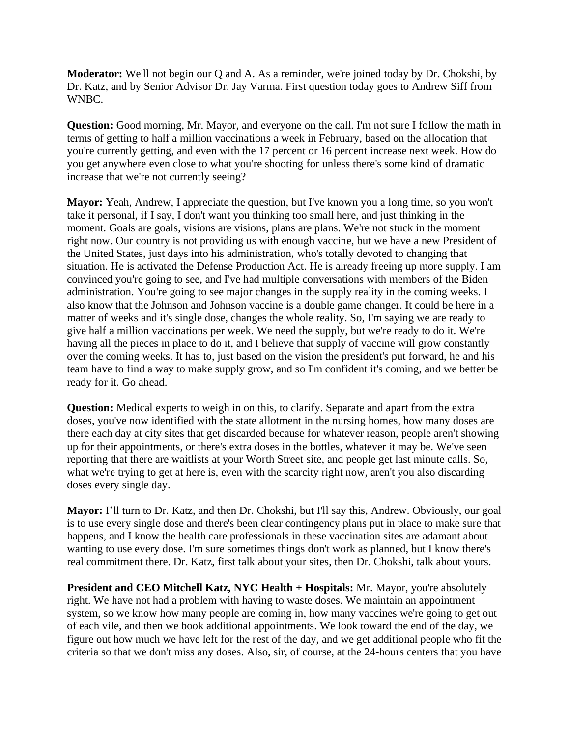**Moderator:** We'll not begin our Q and A. As a reminder, we're joined today by Dr. Chokshi, by Dr. Katz, and by Senior Advisor Dr. Jay Varma. First question today goes to Andrew Siff from WNBC.

**Question:** Good morning, Mr. Mayor, and everyone on the call. I'm not sure I follow the math in terms of getting to half a million vaccinations a week in February, based on the allocation that you're currently getting, and even with the 17 percent or 16 percent increase next week. How do you get anywhere even close to what you're shooting for unless there's some kind of dramatic increase that we're not currently seeing?

**Mayor:** Yeah, Andrew, I appreciate the question, but I've known you a long time, so you won't take it personal, if I say, I don't want you thinking too small here, and just thinking in the moment. Goals are goals, visions are visions, plans are plans. We're not stuck in the moment right now. Our country is not providing us with enough vaccine, but we have a new President of the United States, just days into his administration, who's totally devoted to changing that situation. He is activated the Defense Production Act. He is already freeing up more supply. I am convinced you're going to see, and I've had multiple conversations with members of the Biden administration. You're going to see major changes in the supply reality in the coming weeks. I also know that the Johnson and Johnson vaccine is a double game changer. It could be here in a matter of weeks and it's single dose, changes the whole reality. So, I'm saying we are ready to give half a million vaccinations per week. We need the supply, but we're ready to do it. We're having all the pieces in place to do it, and I believe that supply of vaccine will grow constantly over the coming weeks. It has to, just based on the vision the president's put forward, he and his team have to find a way to make supply grow, and so I'm confident it's coming, and we better be ready for it. Go ahead.

**Question:** Medical experts to weigh in on this, to clarify. Separate and apart from the extra doses, you've now identified with the state allotment in the nursing homes, how many doses are there each day at city sites that get discarded because for whatever reason, people aren't showing up for their appointments, or there's extra doses in the bottles, whatever it may be. We've seen reporting that there are waitlists at your Worth Street site, and people get last minute calls. So, what we're trying to get at here is, even with the scarcity right now, aren't you also discarding doses every single day.

**Mayor:** I'll turn to Dr. Katz, and then Dr. Chokshi, but I'll say this, Andrew. Obviously, our goal is to use every single dose and there's been clear contingency plans put in place to make sure that happens, and I know the health care professionals in these vaccination sites are adamant about wanting to use every dose. I'm sure sometimes things don't work as planned, but I know there's real commitment there. Dr. Katz, first talk about your sites, then Dr. Chokshi, talk about yours.

**President and CEO Mitchell Katz, NYC Health + Hospitals:** Mr. Mayor, you're absolutely right. We have not had a problem with having to waste doses. We maintain an appointment system, so we know how many people are coming in, how many vaccines we're going to get out of each vile, and then we book additional appointments. We look toward the end of the day, we figure out how much we have left for the rest of the day, and we get additional people who fit the criteria so that we don't miss any doses. Also, sir, of course, at the 24-hours centers that you have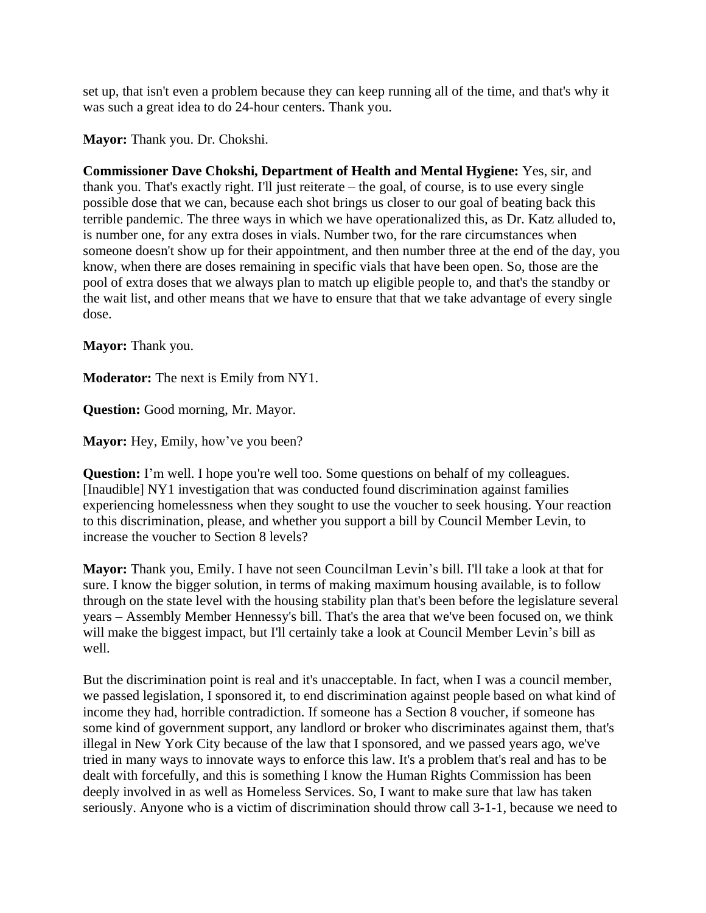set up, that isn't even a problem because they can keep running all of the time, and that's why it was such a great idea to do 24-hour centers. Thank you.

**Mayor:** Thank you. Dr. Chokshi.

**Commissioner Dave Chokshi, Department of Health and Mental Hygiene:** Yes, sir, and thank you. That's exactly right. I'll just reiterate – the goal, of course, is to use every single possible dose that we can, because each shot brings us closer to our goal of beating back this terrible pandemic. The three ways in which we have operationalized this, as Dr. Katz alluded to, is number one, for any extra doses in vials. Number two, for the rare circumstances when someone doesn't show up for their appointment, and then number three at the end of the day, you know, when there are doses remaining in specific vials that have been open. So, those are the pool of extra doses that we always plan to match up eligible people to, and that's the standby or the wait list, and other means that we have to ensure that that we take advantage of every single dose.

**Mayor:** Thank you.

**Moderator:** The next is Emily from NY1.

**Question:** Good morning, Mr. Mayor.

**Mayor:** Hey, Emily, how've you been?

**Question:** I'm well. I hope you're well too. Some questions on behalf of my colleagues. [Inaudible] NY1 investigation that was conducted found discrimination against families experiencing homelessness when they sought to use the voucher to seek housing. Your reaction to this discrimination, please, and whether you support a bill by Council Member Levin, to increase the voucher to Section 8 levels?

**Mayor:** Thank you, Emily. I have not seen Councilman Levin's bill. I'll take a look at that for sure. I know the bigger solution, in terms of making maximum housing available, is to follow through on the state level with the housing stability plan that's been before the legislature several years – Assembly Member Hennessy's bill. That's the area that we've been focused on, we think will make the biggest impact, but I'll certainly take a look at Council Member Levin's bill as well.

But the discrimination point is real and it's unacceptable. In fact, when I was a council member, we passed legislation, I sponsored it, to end discrimination against people based on what kind of income they had, horrible contradiction. If someone has a Section 8 voucher, if someone has some kind of government support, any landlord or broker who discriminates against them, that's illegal in New York City because of the law that I sponsored, and we passed years ago, we've tried in many ways to innovate ways to enforce this law. It's a problem that's real and has to be dealt with forcefully, and this is something I know the Human Rights Commission has been deeply involved in as well as Homeless Services. So, I want to make sure that law has taken seriously. Anyone who is a victim of discrimination should throw call 3-1-1, because we need to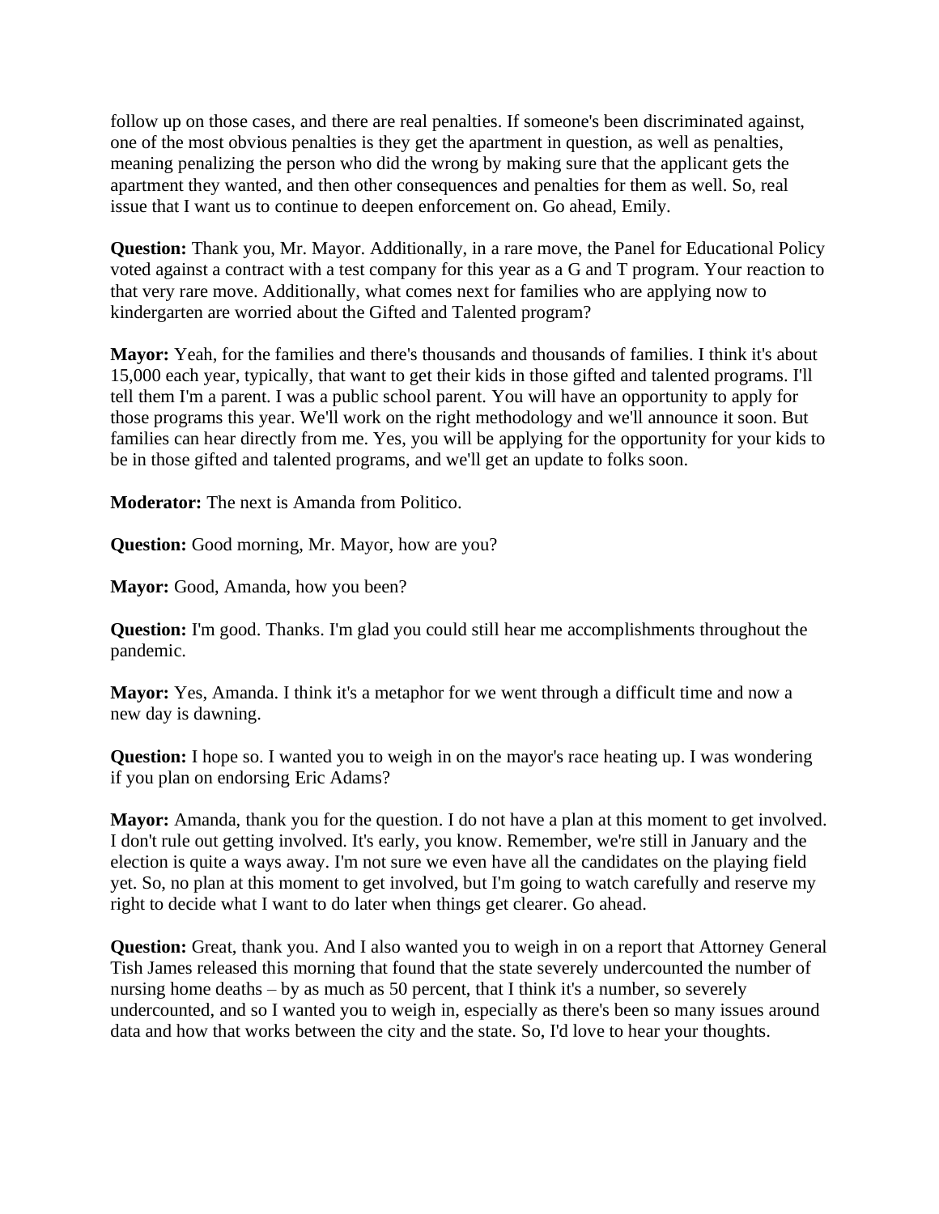follow up on those cases, and there are real penalties. If someone's been discriminated against, one of the most obvious penalties is they get the apartment in question, as well as penalties, meaning penalizing the person who did the wrong by making sure that the applicant gets the apartment they wanted, and then other consequences and penalties for them as well. So, real issue that I want us to continue to deepen enforcement on. Go ahead, Emily.

**Question:** Thank you, Mr. Mayor. Additionally, in a rare move, the Panel for Educational Policy voted against a contract with a test company for this year as a G and T program. Your reaction to that very rare move. Additionally, what comes next for families who are applying now to kindergarten are worried about the Gifted and Talented program?

**Mayor:** Yeah, for the families and there's thousands and thousands of families. I think it's about 15,000 each year, typically, that want to get their kids in those gifted and talented programs. I'll tell them I'm a parent. I was a public school parent. You will have an opportunity to apply for those programs this year. We'll work on the right methodology and we'll announce it soon. But families can hear directly from me. Yes, you will be applying for the opportunity for your kids to be in those gifted and talented programs, and we'll get an update to folks soon.

**Moderator:** The next is Amanda from Politico.

**Question:** Good morning, Mr. Mayor, how are you?

**Mayor:** Good, Amanda, how you been?

**Question:** I'm good. Thanks. I'm glad you could still hear me accomplishments throughout the pandemic.

**Mayor:** Yes, Amanda. I think it's a metaphor for we went through a difficult time and now a new day is dawning.

**Question:** I hope so. I wanted you to weigh in on the mayor's race heating up. I was wondering if you plan on endorsing Eric Adams?

**Mayor:** Amanda, thank you for the question. I do not have a plan at this moment to get involved. I don't rule out getting involved. It's early, you know. Remember, we're still in January and the election is quite a ways away. I'm not sure we even have all the candidates on the playing field yet. So, no plan at this moment to get involved, but I'm going to watch carefully and reserve my right to decide what I want to do later when things get clearer. Go ahead.

**Question:** Great, thank you. And I also wanted you to weigh in on a report that Attorney General Tish James released this morning that found that the state severely undercounted the number of nursing home deaths – by as much as 50 percent, that I think it's a number, so severely undercounted, and so I wanted you to weigh in, especially as there's been so many issues around data and how that works between the city and the state. So, I'd love to hear your thoughts.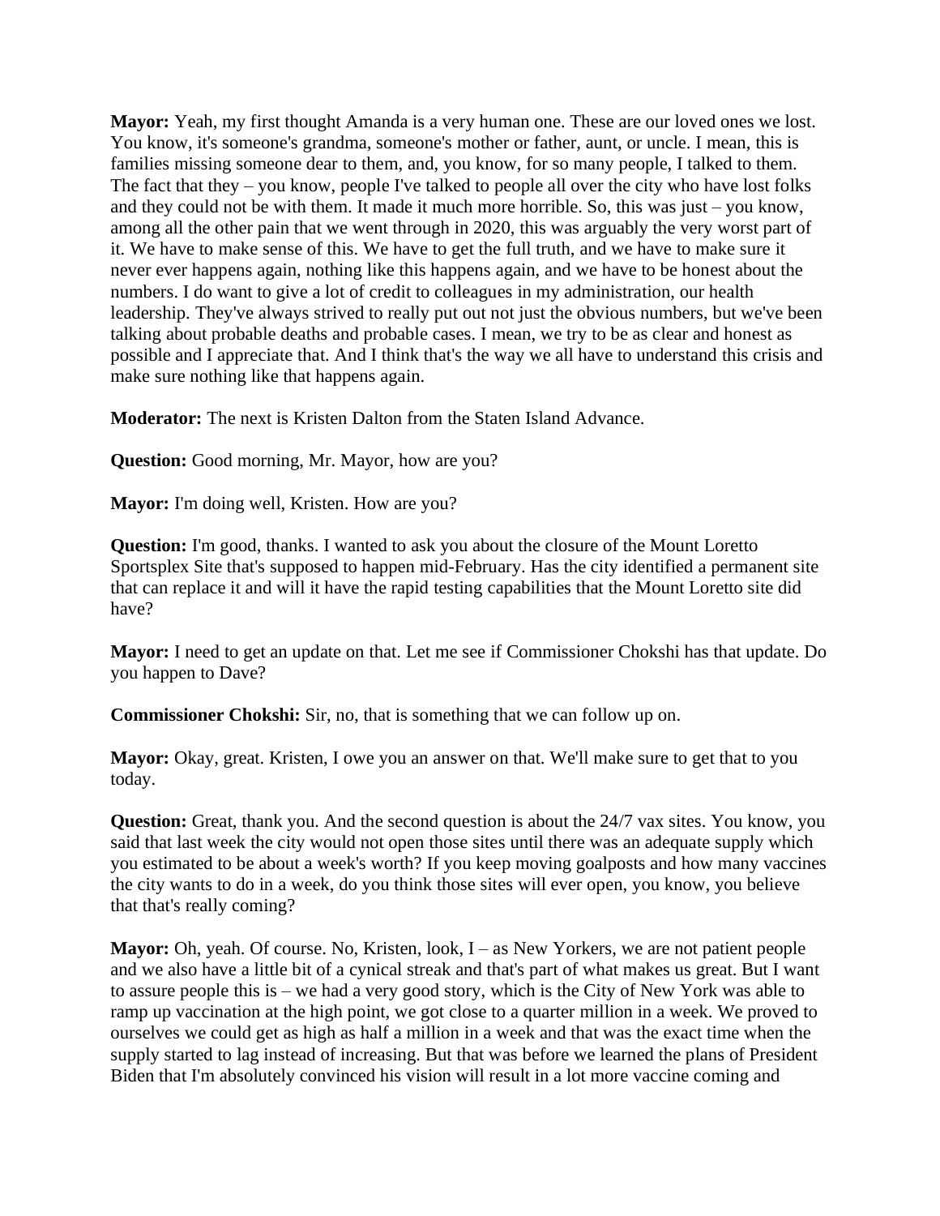**Mayor:** Yeah, my first thought Amanda is a very human one. These are our loved ones we lost. You know, it's someone's grandma, someone's mother or father, aunt, or uncle. I mean, this is families missing someone dear to them, and, you know, for so many people, I talked to them. The fact that they – you know, people I've talked to people all over the city who have lost folks and they could not be with them. It made it much more horrible. So, this was just – you know, among all the other pain that we went through in 2020, this was arguably the very worst part of it. We have to make sense of this. We have to get the full truth, and we have to make sure it never ever happens again, nothing like this happens again, and we have to be honest about the numbers. I do want to give a lot of credit to colleagues in my administration, our health leadership. They've always strived to really put out not just the obvious numbers, but we've been talking about probable deaths and probable cases. I mean, we try to be as clear and honest as possible and I appreciate that. And I think that's the way we all have to understand this crisis and make sure nothing like that happens again.

**Moderator:** The next is Kristen Dalton from the Staten Island Advance.

**Question:** Good morning, Mr. Mayor, how are you?

**Mayor:** I'm doing well, Kristen. How are you?

**Question:** I'm good, thanks. I wanted to ask you about the closure of the Mount Loretto Sportsplex Site that's supposed to happen mid-February. Has the city identified a permanent site that can replace it and will it have the rapid testing capabilities that the Mount Loretto site did have?

**Mayor:** I need to get an update on that. Let me see if Commissioner Chokshi has that update. Do you happen to Dave?

**Commissioner Chokshi:** Sir, no, that is something that we can follow up on.

**Mayor:** Okay, great. Kristen, I owe you an answer on that. We'll make sure to get that to you today.

**Question:** Great, thank you. And the second question is about the 24/7 vax sites. You know, you said that last week the city would not open those sites until there was an adequate supply which you estimated to be about a week's worth? If you keep moving goalposts and how many vaccines the city wants to do in a week, do you think those sites will ever open, you know, you believe that that's really coming?

**Mayor:** Oh, yeah. Of course. No, Kristen, look, I – as New Yorkers, we are not patient people and we also have a little bit of a cynical streak and that's part of what makes us great. But I want to assure people this is – we had a very good story, which is the City of New York was able to ramp up vaccination at the high point, we got close to a quarter million in a week. We proved to ourselves we could get as high as half a million in a week and that was the exact time when the supply started to lag instead of increasing. But that was before we learned the plans of President Biden that I'm absolutely convinced his vision will result in a lot more vaccine coming and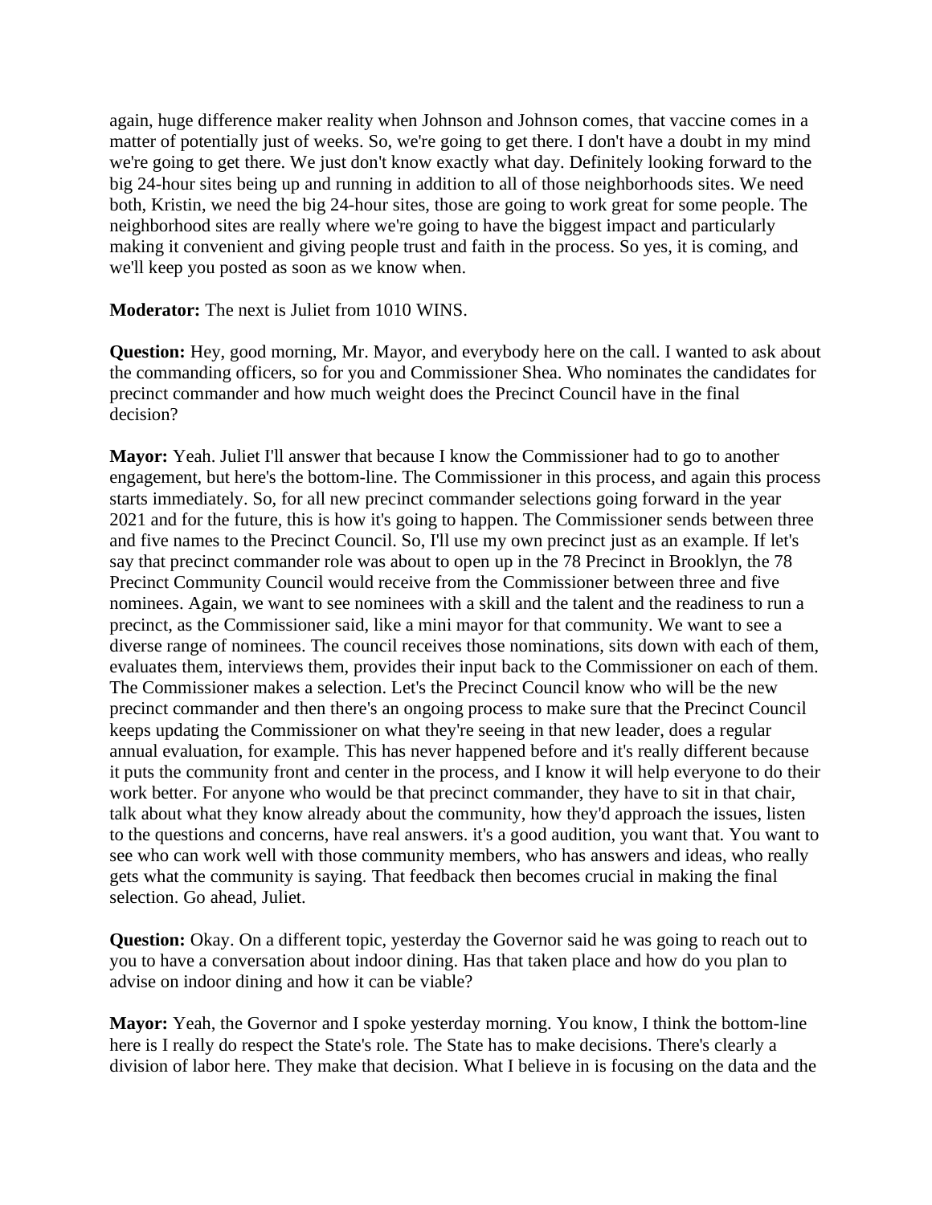again, huge difference maker reality when Johnson and Johnson comes, that vaccine comes in a matter of potentially just of weeks. So, we're going to get there. I don't have a doubt in my mind we're going to get there. We just don't know exactly what day. Definitely looking forward to the big 24-hour sites being up and running in addition to all of those neighborhoods sites. We need both, Kristin, we need the big 24-hour sites, those are going to work great for some people. The neighborhood sites are really where we're going to have the biggest impact and particularly making it convenient and giving people trust and faith in the process. So yes, it is coming, and we'll keep you posted as soon as we know when.

**Moderator:** The next is Juliet from 1010 WINS.

**Question:** Hey, good morning, Mr. Mayor, and everybody here on the call. I wanted to ask about the commanding officers, so for you and Commissioner Shea. Who nominates the candidates for precinct commander and how much weight does the Precinct Council have in the final decision?

**Mayor:** Yeah. Juliet I'll answer that because I know the Commissioner had to go to another engagement, but here's the bottom-line. The Commissioner in this process, and again this process starts immediately. So, for all new precinct commander selections going forward in the year 2021 and for the future, this is how it's going to happen. The Commissioner sends between three and five names to the Precinct Council. So, I'll use my own precinct just as an example. If let's say that precinct commander role was about to open up in the 78 Precinct in Brooklyn, the 78 Precinct Community Council would receive from the Commissioner between three and five nominees. Again, we want to see nominees with a skill and the talent and the readiness to run a precinct, as the Commissioner said, like a mini mayor for that community. We want to see a diverse range of nominees. The council receives those nominations, sits down with each of them, evaluates them, interviews them, provides their input back to the Commissioner on each of them. The Commissioner makes a selection. Let's the Precinct Council know who will be the new precinct commander and then there's an ongoing process to make sure that the Precinct Council keeps updating the Commissioner on what they're seeing in that new leader, does a regular annual evaluation, for example. This has never happened before and it's really different because it puts the community front and center in the process, and I know it will help everyone to do their work better. For anyone who would be that precinct commander, they have to sit in that chair, talk about what they know already about the community, how they'd approach the issues, listen to the questions and concerns, have real answers. it's a good audition, you want that. You want to see who can work well with those community members, who has answers and ideas, who really gets what the community is saying. That feedback then becomes crucial in making the final selection. Go ahead, Juliet.

**Question:** Okay. On a different topic, yesterday the Governor said he was going to reach out to you to have a conversation about indoor dining. Has that taken place and how do you plan to advise on indoor dining and how it can be viable?

**Mayor:** Yeah, the Governor and I spoke yesterday morning. You know, I think the bottom-line here is I really do respect the State's role. The State has to make decisions. There's clearly a division of labor here. They make that decision. What I believe in is focusing on the data and the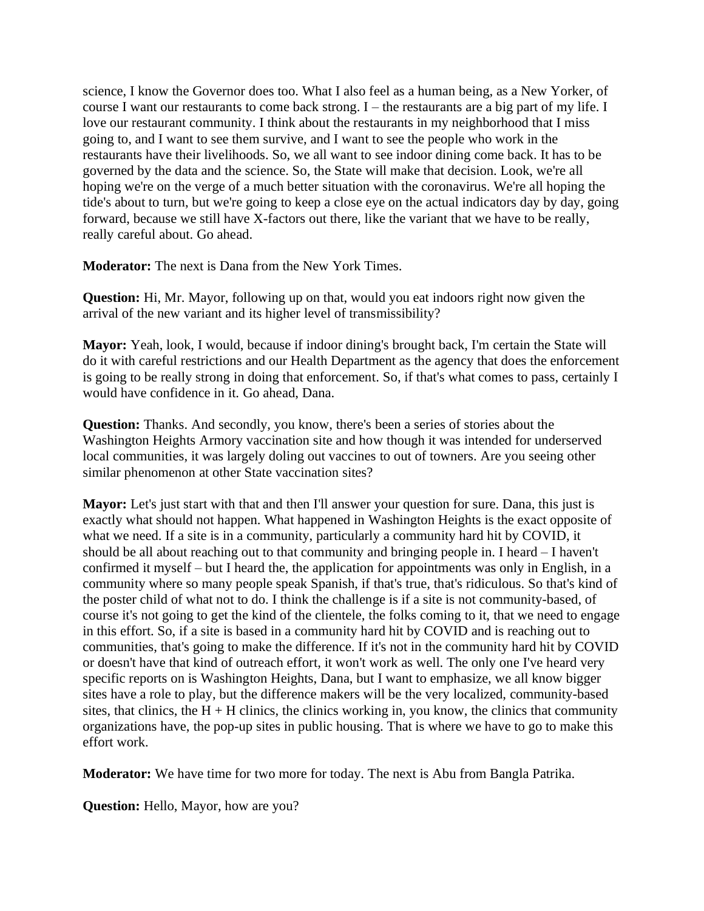science, I know the Governor does too. What I also feel as a human being, as a New Yorker, of course I want our restaurants to come back strong. I – the restaurants are a big part of my life. I love our restaurant community. I think about the restaurants in my neighborhood that I miss going to, and I want to see them survive, and I want to see the people who work in the restaurants have their livelihoods. So, we all want to see indoor dining come back. It has to be governed by the data and the science. So, the State will make that decision. Look, we're all hoping we're on the verge of a much better situation with the coronavirus. We're all hoping the tide's about to turn, but we're going to keep a close eye on the actual indicators day by day, going forward, because we still have X-factors out there, like the variant that we have to be really, really careful about. Go ahead.

**Moderator:** The next is Dana from the New York Times.

**Question:** Hi, Mr. Mayor, following up on that, would you eat indoors right now given the arrival of the new variant and its higher level of transmissibility?

**Mayor:** Yeah, look, I would, because if indoor dining's brought back, I'm certain the State will do it with careful restrictions and our Health Department as the agency that does the enforcement is going to be really strong in doing that enforcement. So, if that's what comes to pass, certainly I would have confidence in it. Go ahead, Dana.

**Question:** Thanks. And secondly, you know, there's been a series of stories about the Washington Heights Armory vaccination site and how though it was intended for underserved local communities, it was largely doling out vaccines to out of towners. Are you seeing other similar phenomenon at other State vaccination sites?

**Mayor:** Let's just start with that and then I'll answer your question for sure. Dana, this just is exactly what should not happen. What happened in Washington Heights is the exact opposite of what we need. If a site is in a community, particularly a community hard hit by COVID, it should be all about reaching out to that community and bringing people in. I heard – I haven't confirmed it myself – but I heard the, the application for appointments was only in English, in a community where so many people speak Spanish, if that's true, that's ridiculous. So that's kind of the poster child of what not to do. I think the challenge is if a site is not community-based, of course it's not going to get the kind of the clientele, the folks coming to it, that we need to engage in this effort. So, if a site is based in a community hard hit by COVID and is reaching out to communities, that's going to make the difference. If it's not in the community hard hit by COVID or doesn't have that kind of outreach effort, it won't work as well. The only one I've heard very specific reports on is Washington Heights, Dana, but I want to emphasize, we all know bigger sites have a role to play, but the difference makers will be the very localized, community-based sites, that clinics, the H + H clinics, the clinics working in, you know, the clinics that community organizations have, the pop-up sites in public housing. That is where we have to go to make this effort work.

**Moderator:** We have time for two more for today. The next is Abu from Bangla Patrika.

**Question:** Hello, Mayor, how are you?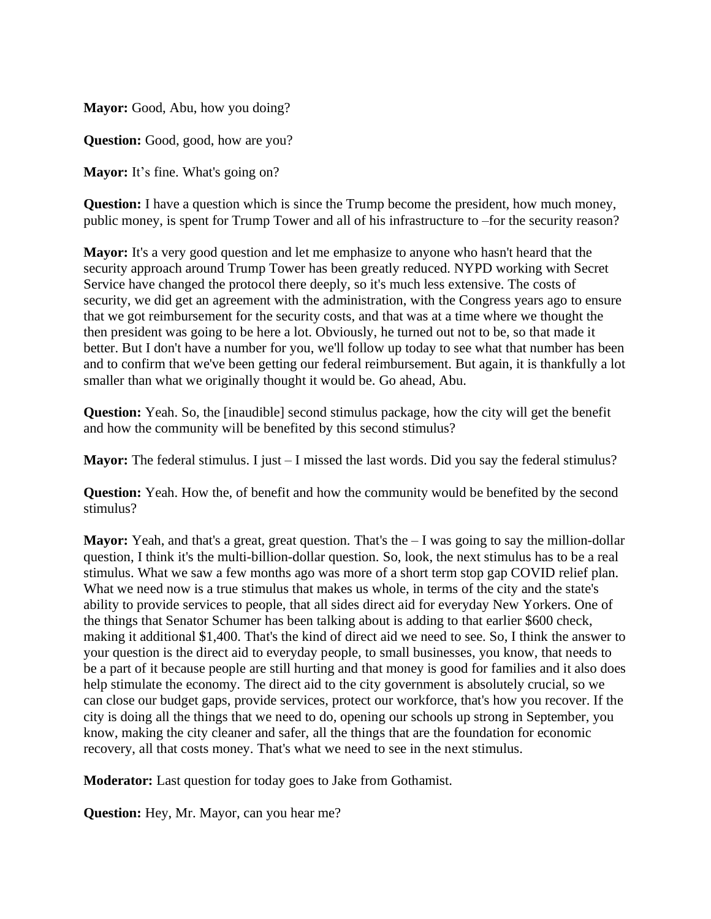**Mayor:** Good, Abu, how you doing?

**Question:** Good, good, how are you?

**Mayor:** It's fine. What's going on?

**Question:** I have a question which is since the Trump become the president, how much money, public money, is spent for Trump Tower and all of his infrastructure to –for the security reason?

**Mayor:** It's a very good question and let me emphasize to anyone who hasn't heard that the security approach around Trump Tower has been greatly reduced. NYPD working with Secret Service have changed the protocol there deeply, so it's much less extensive. The costs of security, we did get an agreement with the administration, with the Congress years ago to ensure that we got reimbursement for the security costs, and that was at a time where we thought the then president was going to be here a lot. Obviously, he turned out not to be, so that made it better. But I don't have a number for you, we'll follow up today to see what that number has been and to confirm that we've been getting our federal reimbursement. But again, it is thankfully a lot smaller than what we originally thought it would be. Go ahead, Abu.

**Question:** Yeah. So, the [inaudible] second stimulus package, how the city will get the benefit and how the community will be benefited by this second stimulus?

**Mayor:** The federal stimulus. I just – I missed the last words. Did you say the federal stimulus?

**Question:** Yeah. How the, of benefit and how the community would be benefited by the second stimulus?

**Mayor:** Yeah, and that's a great, great question. That's the – I was going to say the million-dollar question, I think it's the multi-billion-dollar question. So, look, the next stimulus has to be a real stimulus. What we saw a few months ago was more of a short term stop gap COVID relief plan. What we need now is a true stimulus that makes us whole, in terms of the city and the state's ability to provide services to people, that all sides direct aid for everyday New Yorkers. One of the things that Senator Schumer has been talking about is adding to that earlier $600 check, making it additional $1,400. That's the kind of direct aid we need to see. So, I think the answer to your question is the direct aid to everyday people, to small businesses, you know, that needs to be a part of it because people are still hurting and that money is good for families and it also does help stimulate the economy. The direct aid to the city government is absolutely crucial, so we can close our budget gaps, provide services, protect our workforce, that's how you recover. If the city is doing all the things that we need to do, opening our schools up strong in September, you know, making the city cleaner and safer, all the things that are the foundation for economic recovery, all that costs money. That's what we need to see in the next stimulus.

**Moderator:** Last question for today goes to Jake from Gothamist.

**Question:** Hey, Mr. Mayor, can you hear me?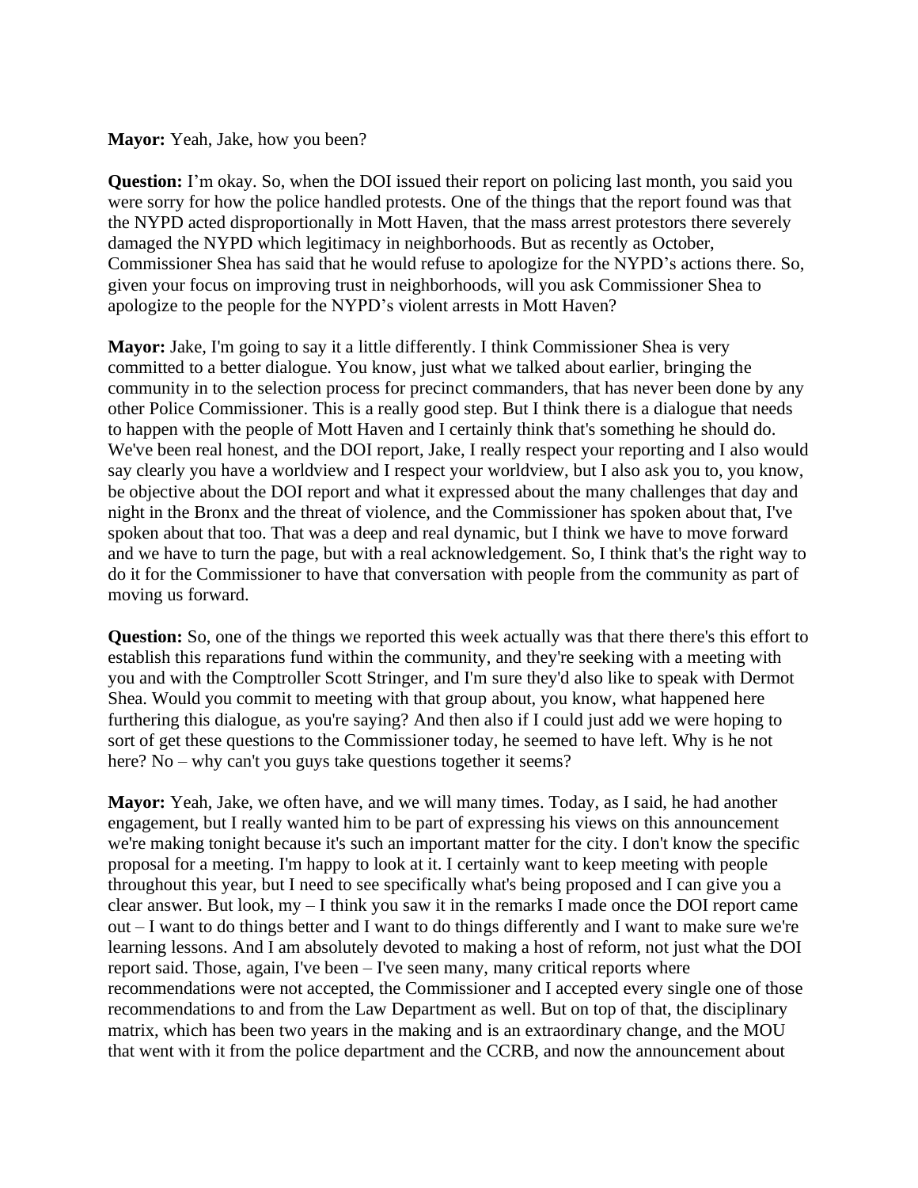**Mayor:** Yeah, Jake, how you been?

**Question:** I'm okay. So, when the DOI issued their report on policing last month, you said you were sorry for how the police handled protests. One of the things that the report found was that the NYPD acted disproportionally in Mott Haven, that the mass arrest protestors there severely damaged the NYPD which legitimacy in neighborhoods. But as recently as October, Commissioner Shea has said that he would refuse to apologize for the NYPD's actions there. So, given your focus on improving trust in neighborhoods, will you ask Commissioner Shea to apologize to the people for the NYPD's violent arrests in Mott Haven?

**Mayor:** Jake, I'm going to say it a little differently. I think Commissioner Shea is very committed to a better dialogue. You know, just what we talked about earlier, bringing the community in to the selection process for precinct commanders, that has never been done by any other Police Commissioner. This is a really good step. But I think there is a dialogue that needs to happen with the people of Mott Haven and I certainly think that's something he should do. We've been real honest, and the DOI report, Jake, I really respect your reporting and I also would say clearly you have a worldview and I respect your worldview, but I also ask you to, you know, be objective about the DOI report and what it expressed about the many challenges that day and night in the Bronx and the threat of violence, and the Commissioner has spoken about that, I've spoken about that too. That was a deep and real dynamic, but I think we have to move forward and we have to turn the page, but with a real acknowledgement. So, I think that's the right way to do it for the Commissioner to have that conversation with people from the community as part of moving us forward.

**Question:** So, one of the things we reported this week actually was that there there's this effort to establish this reparations fund within the community, and they're seeking with a meeting with you and with the Comptroller Scott Stringer, and I'm sure they'd also like to speak with Dermot Shea. Would you commit to meeting with that group about, you know, what happened here furthering this dialogue, as you're saying? And then also if I could just add we were hoping to sort of get these questions to the Commissioner today, he seemed to have left. Why is he not here? No – why can't you guys take questions together it seems?

**Mayor:** Yeah, Jake, we often have, and we will many times. Today, as I said, he had another engagement, but I really wanted him to be part of expressing his views on this announcement we're making tonight because it's such an important matter for the city. I don't know the specific proposal for a meeting. I'm happy to look at it. I certainly want to keep meeting with people throughout this year, but I need to see specifically what's being proposed and I can give you a clear answer. But look, my – I think you saw it in the remarks I made once the DOI report came out – I want to do things better and I want to do things differently and I want to make sure we're learning lessons. And I am absolutely devoted to making a host of reform, not just what the DOI report said. Those, again, I've been – I've seen many, many critical reports where recommendations were not accepted, the Commissioner and I accepted every single one of those recommendations to and from the Law Department as well. But on top of that, the disciplinary matrix, which has been two years in the making and is an extraordinary change, and the MOU that went with it from the police department and the CCRB, and now the announcement about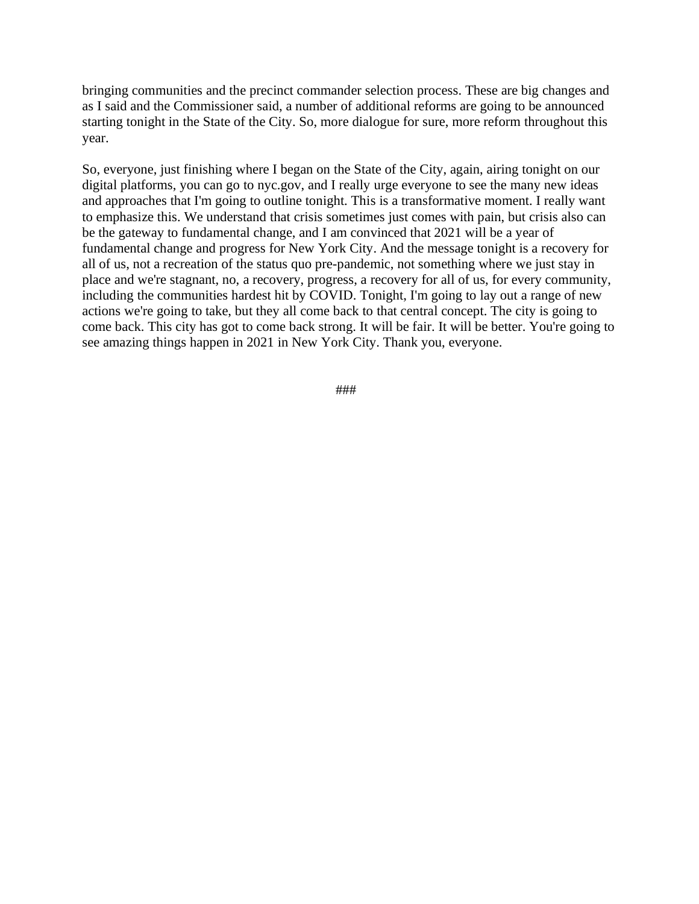bringing communities and the precinct commander selection process. These are big changes and as I said and the Commissioner said, a number of additional reforms are going to be announced starting tonight in the State of the City. So, more dialogue for sure, more reform throughout this year.

So, everyone, just finishing where I began on the State of the City, again, airing tonight on our digital platforms, you can go to nyc.gov, and I really urge everyone to see the many new ideas and approaches that I'm going to outline tonight. This is a transformative moment. I really want to emphasize this. We understand that crisis sometimes just comes with pain, but crisis also can be the gateway to fundamental change, and I am convinced that 2021 will be a year of fundamental change and progress for New York City. And the message tonight is a recovery for all of us, not a recreation of the status quo pre-pandemic, not something where we just stay in place and we're stagnant, no, a recovery, progress, a recovery for all of us, for every community, including the communities hardest hit by COVID. Tonight, I'm going to lay out a range of new actions we're going to take, but they all come back to that central concept. The city is going to come back. This city has got to come back strong. It will be fair. It will be better. You're going to see amazing things happen in 2021 in New York City. Thank you, everyone.

###